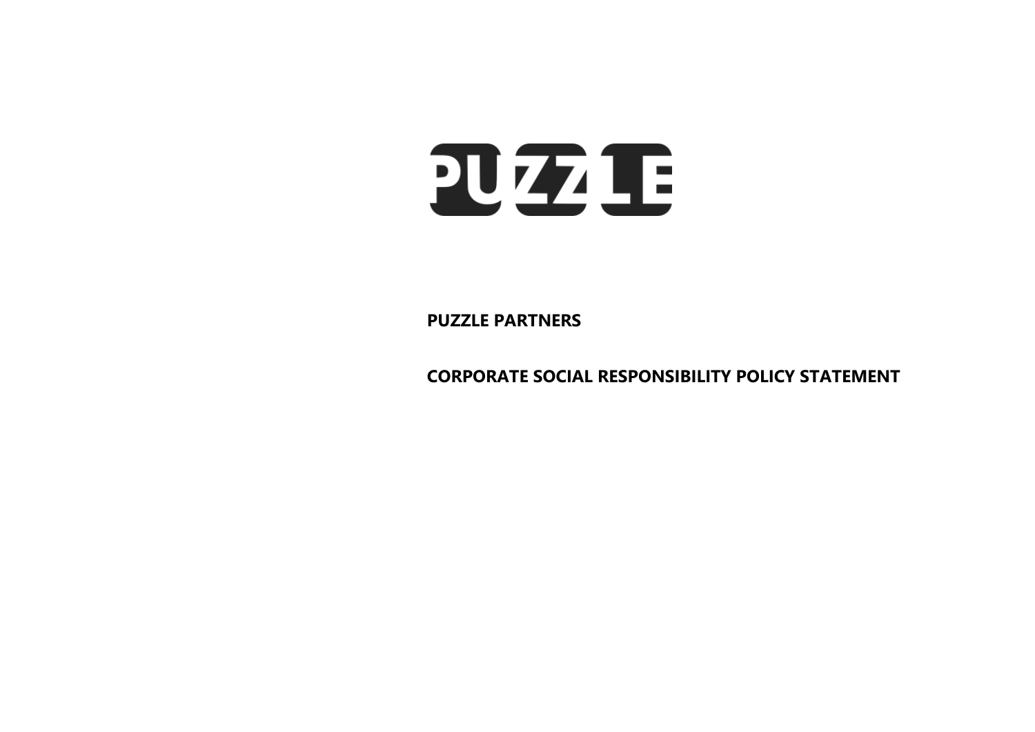PUZZLE

**PUZZLE PARTNERS**

**CORPORATE SOCIAL RESPONSIBILITY POLICY STATEMENT**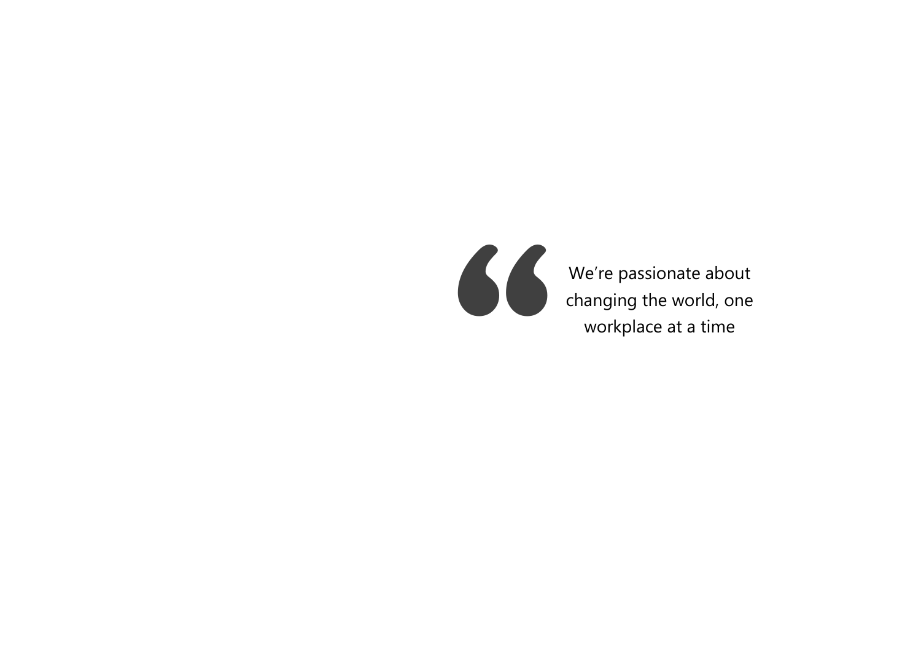> We’re passionate about changing the world, one workplace at a time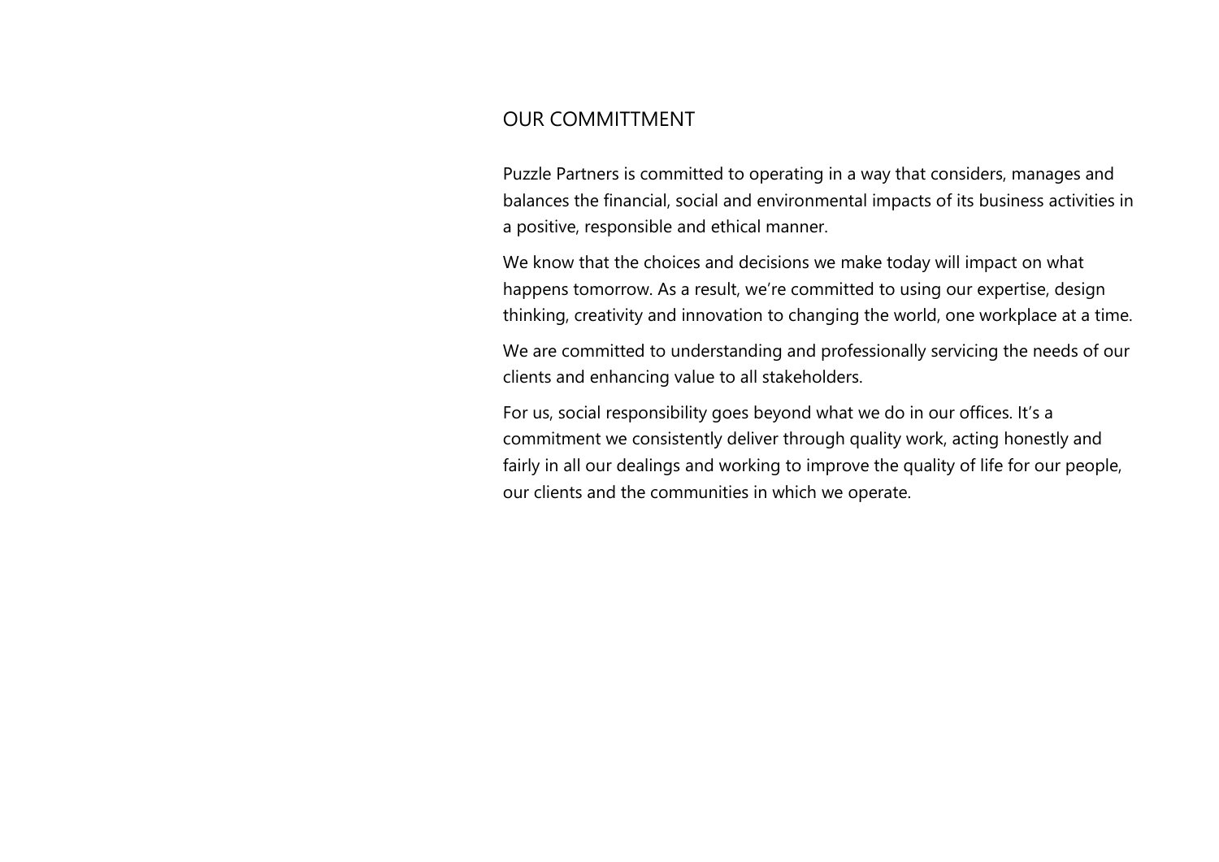## OUR COMMITTMENT

Puzzle Partners is committed to operating in a way that considers, manages and balances the financial, social and environmental impacts of its business activities in a positive, responsible and ethical manner.

We know that the choices and decisions we make today will impact on what happens tomorrow. As a result, we're committed to using our expertise, design thinking, creativity and innovation to changing the world, one workplace at a time.

We are committed to understanding and professionally servicing the needs of our clients and enhancing value to all stakeholders.

For us, social responsibility goes beyond what we do in our offices. It's a commitment we consistently deliver through quality work, acting honestly and fairly in all our dealings and working to improve the quality of life for our people, our clients and the communities in which we operate.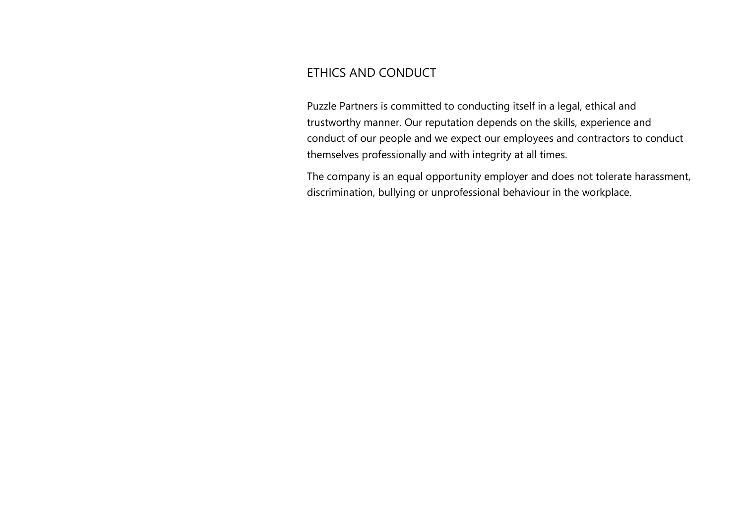## ETHICS AND CONDUCT

Puzzle Partners is committed to conducting itself in a legal, ethical and trustworthy manner. Our reputation depends on the skills, experience and conduct of our people and we expect our employees and contractors to conduct themselves professionally and with integrity at all times.

The company is an equal opportunity employer and does not tolerate harassment, discrimination, bullying or unprofessional behaviour in the workplace.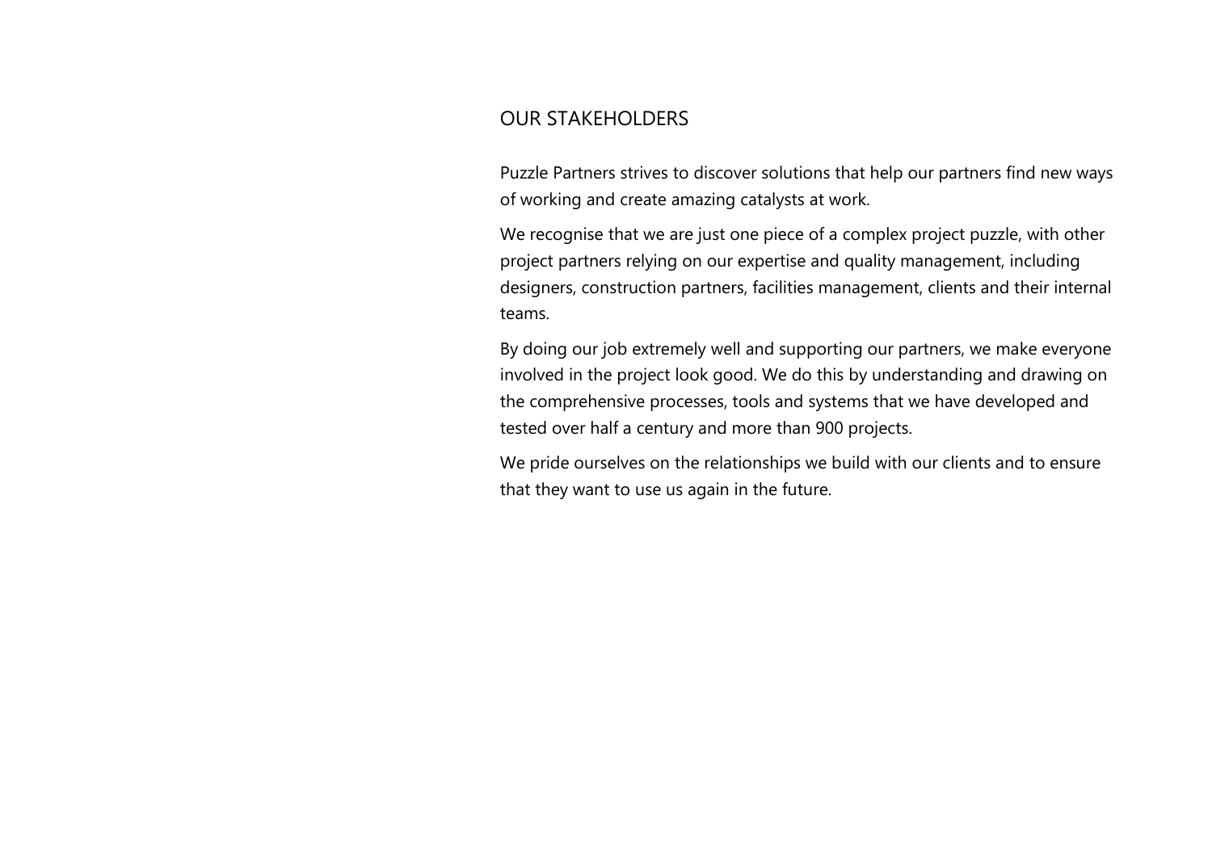## OUR STAKEHOLDERS

Puzzle Partners strives to discover solutions that help our partners find new ways of working and create amazing catalysts at work.

We recognise that we are just one piece of a complex project puzzle, with other project partners relying on our expertise and quality management, including designers, construction partners, facilities management, clients and their internal teams.

By doing our job extremely well and supporting our partners, we make everyone involved in the project look good. We do this by understanding and drawing on the comprehensive processes, tools and systems that we have developed and tested over half a century and more than 900 projects.

We pride ourselves on the relationships we build with our clients and to ensure that they want to use us again in the future.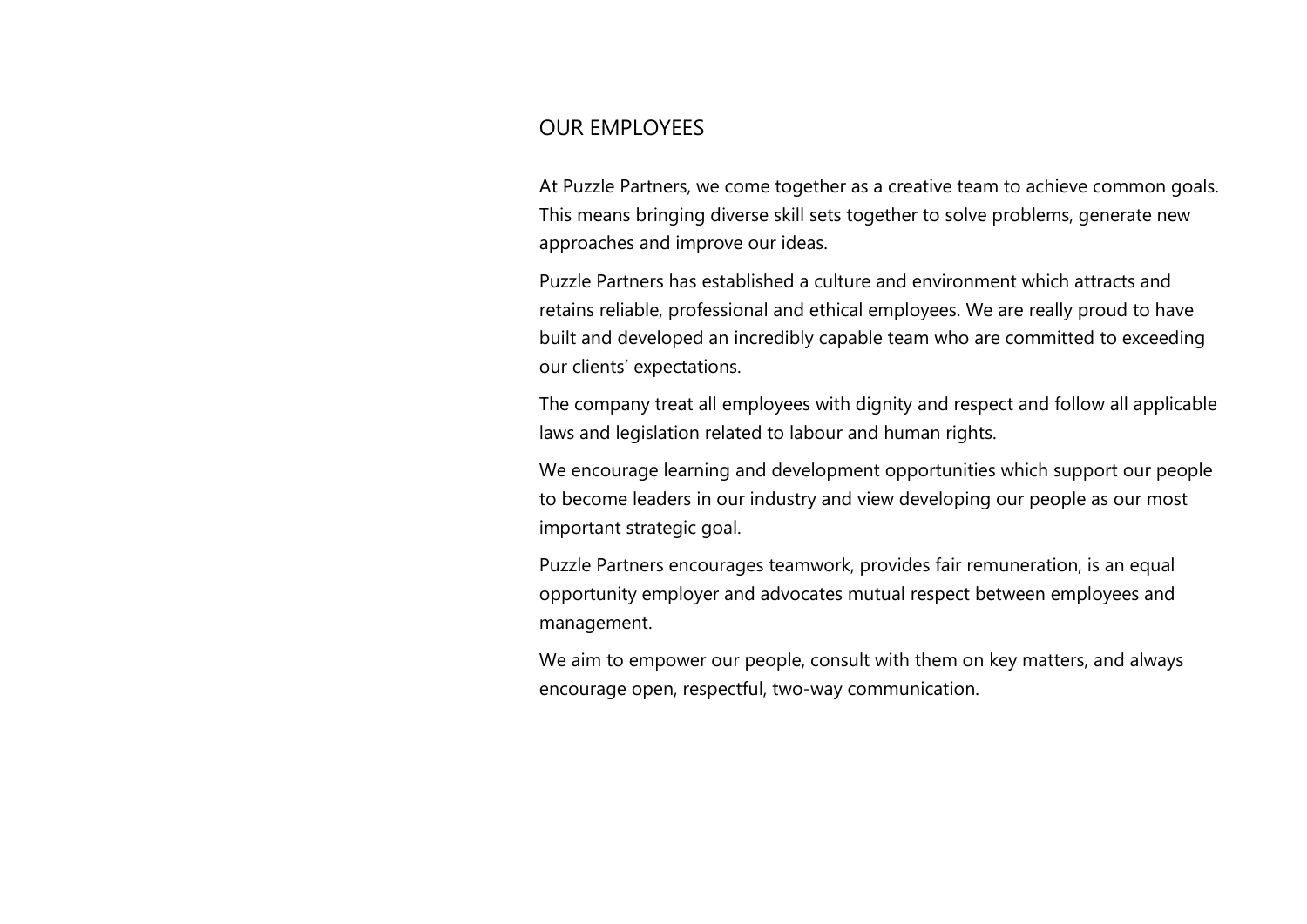## OUR EMPLOYEES

At Puzzle Partners, we come together as a creative team to achieve common goals. This means bringing diverse skill sets together to solve problems, generate new approaches and improve our ideas.

Puzzle Partners has established a culture and environment which attracts and retains reliable, professional and ethical employees. We are really proud to have built and developed an incredibly capable team who are committed to exceeding our clients' expectations.

The company treat all employees with dignity and respect and follow all applicable laws and legislation related to labour and human rights.

We encourage learning and development opportunities which support our people to become leaders in our industry and view developing our people as our most important strategic goal.

Puzzle Partners encourages teamwork, provides fair remuneration, is an equal opportunity employer and advocates mutual respect between employees and management.

We aim to empower our people, consult with them on key matters, and always encourage open, respectful, two-way communication.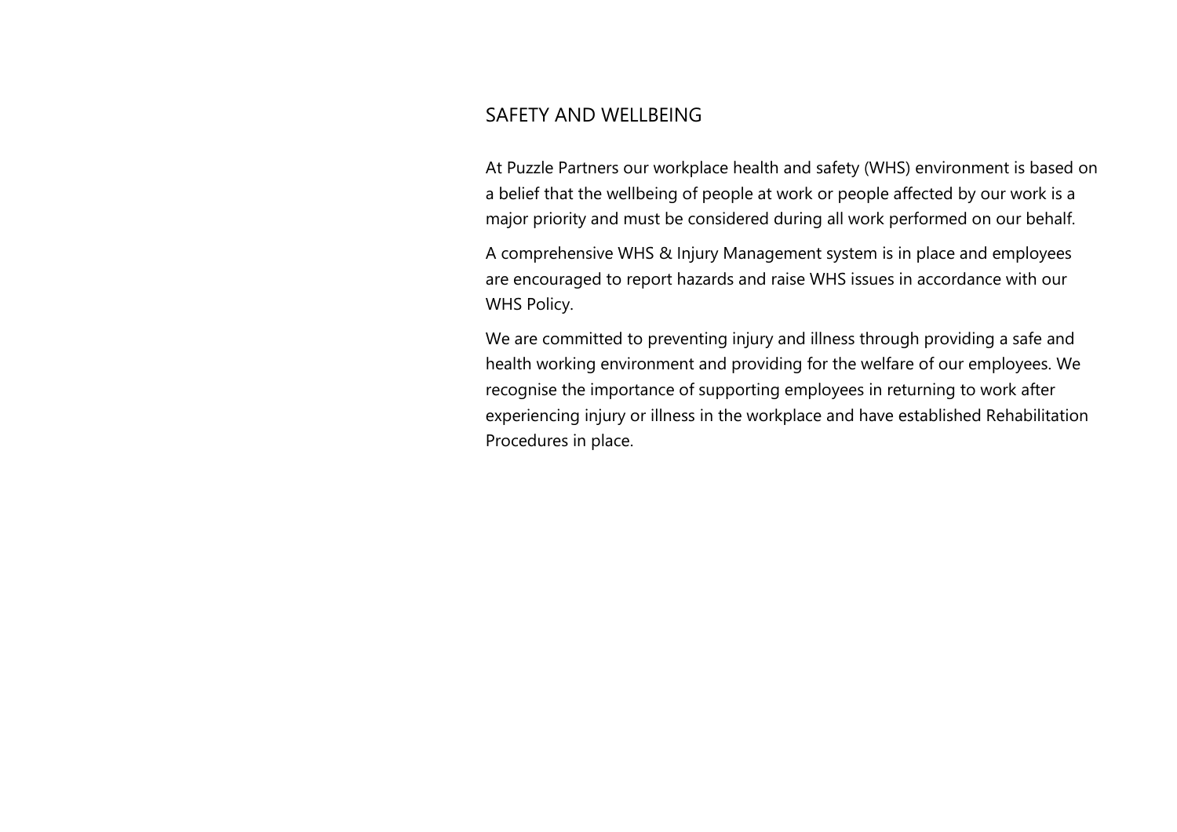## SAFETY AND WELLBEING

At Puzzle Partners our workplace health and safety (WHS) environment is based on a belief that the wellbeing of people at work or people affected by our work is a major priority and must be considered during all work performed on our behalf.

A comprehensive WHS & Injury Management system is in place and employees are encouraged to report hazards and raise WHS issues in accordance with our WHS Policy.

We are committed to preventing injury and illness through providing a safe and health working environment and providing for the welfare of our employees. We recognise the importance of supporting employees in returning to work after experiencing injury or illness in the workplace and have established Rehabilitation Procedures in place.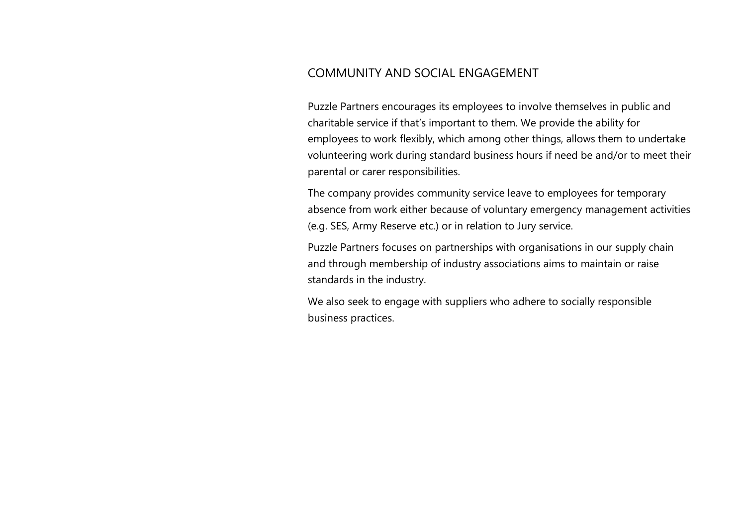## COMMUNITY AND SOCIAL ENGAGEMENT

Puzzle Partners encourages its employees to involve themselves in public and charitable service if that's important to them. We provide the ability for employees to work flexibly, which among other things, allows them to undertake volunteering work during standard business hours if need be and/or to meet their parental or carer responsibilities.

The company provides community service leave to employees for temporary absence from work either because of voluntary emergency management activities (e.g. SES, Army Reserve etc.) or in relation to Jury service.

Puzzle Partners focuses on partnerships with organisations in our supply chain and through membership of industry associations aims to maintain or raise standards in the industry.

We also seek to engage with suppliers who adhere to socially responsible business practices.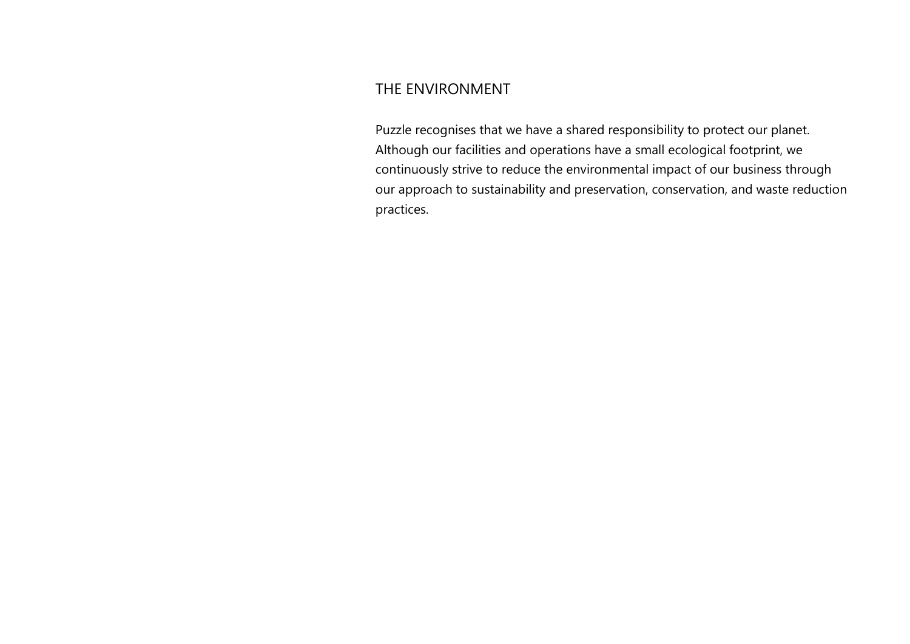## THE ENVIRONMENT

Puzzle recognises that we have a shared responsibility to protect our planet. Although our facilities and operations have a small ecological footprint, we continuously strive to reduce the environmental impact of our business through our approach to sustainability and preservation, conservation, and waste reduction practices.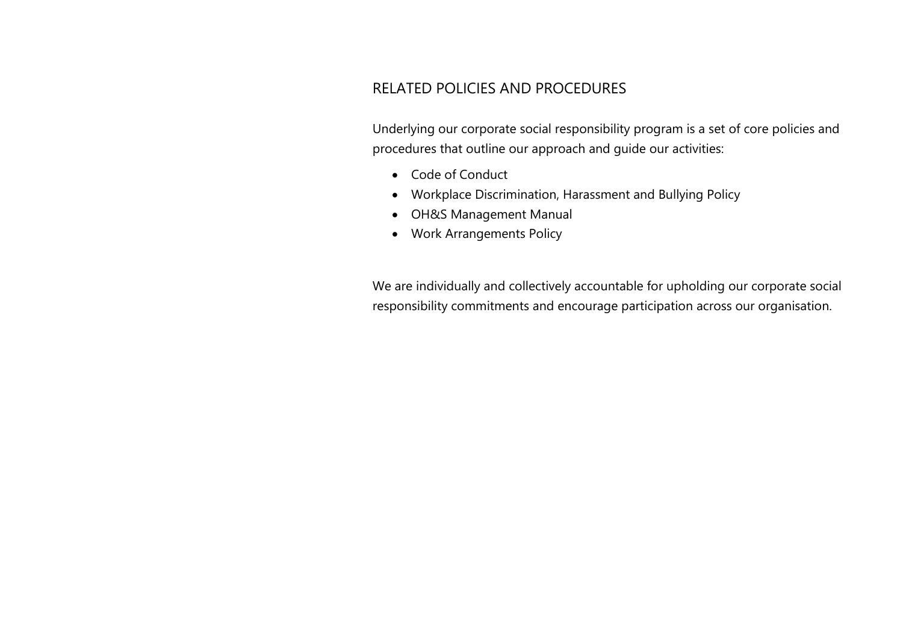## RELATED POLICIES AND PROCEDURES

Underlying our corporate social responsibility program is a set of core policies and procedures that outline our approach and guide our activities:

- Code of Conduct
- Workplace Discrimination, Harassment and Bullying Policy
- OH&S Management Manual
- Work Arrangements Policy

We are individually and collectively accountable for upholding our corporate social responsibility commitments and encourage participation across our organisation.